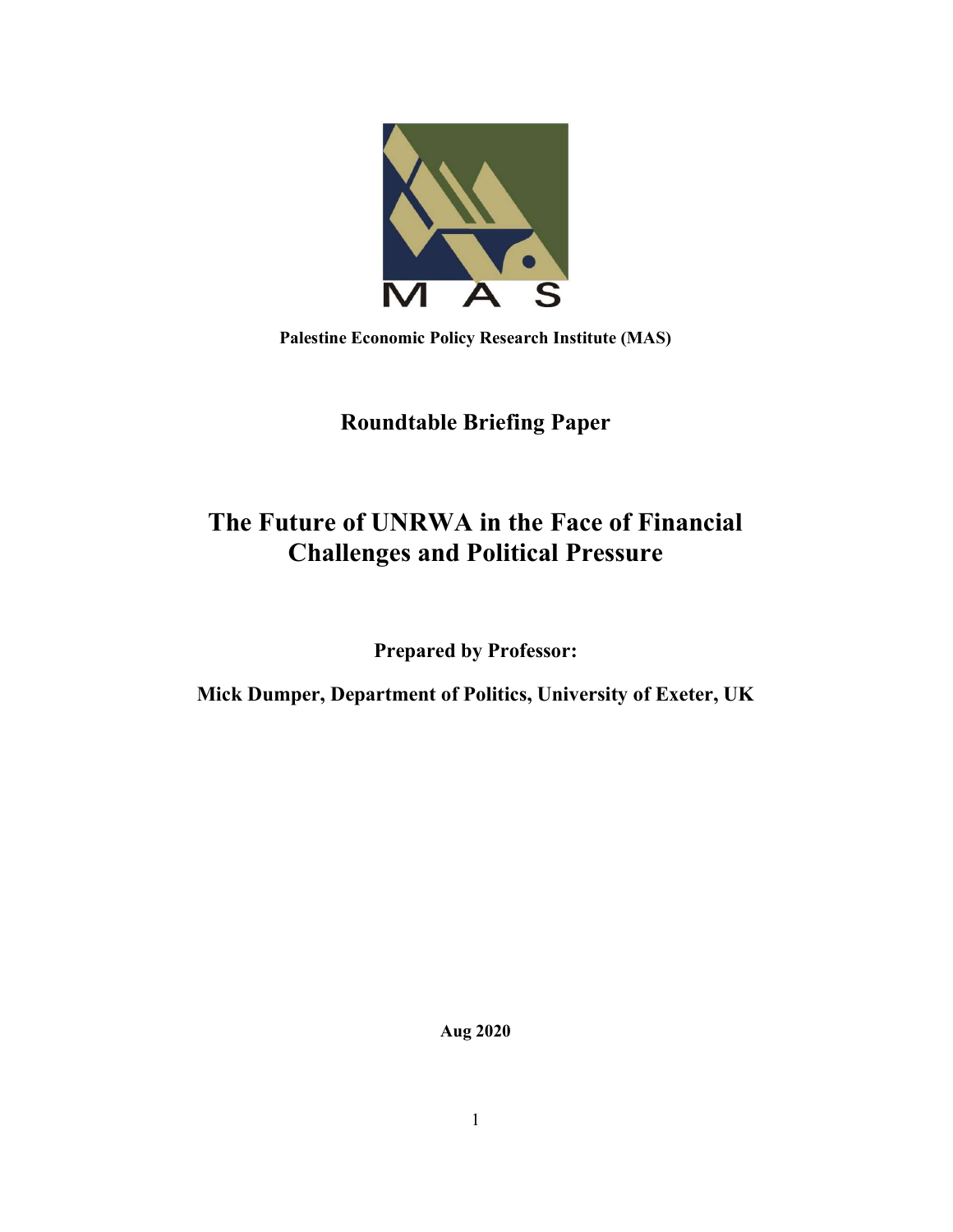MAS

**Palestine Economic Policy Research Institute (MAS)**

## Roundtable Briefing Paper

# The Future of UNRWA in the Face of Financial Challenges and Political Pressure

**Prepared by Professor:**

**Mick Dumper, Department of Politics, University of Exeter, UK**

**Aug 2020**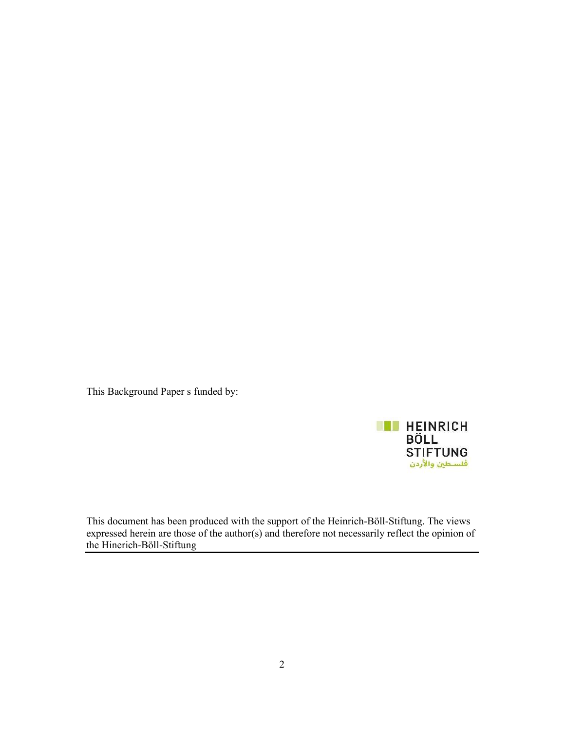This Background Paper s funded by:

HEINRICH
BÖLL
STIFTUNG
فلسطين والأردن

This document has been produced with the support of the Heinrich-Böll-Stiftung. The views expressed herein are those of the author(s) and therefore not necessarily reflect the opinion of the Hinerich-Böll-Stiftung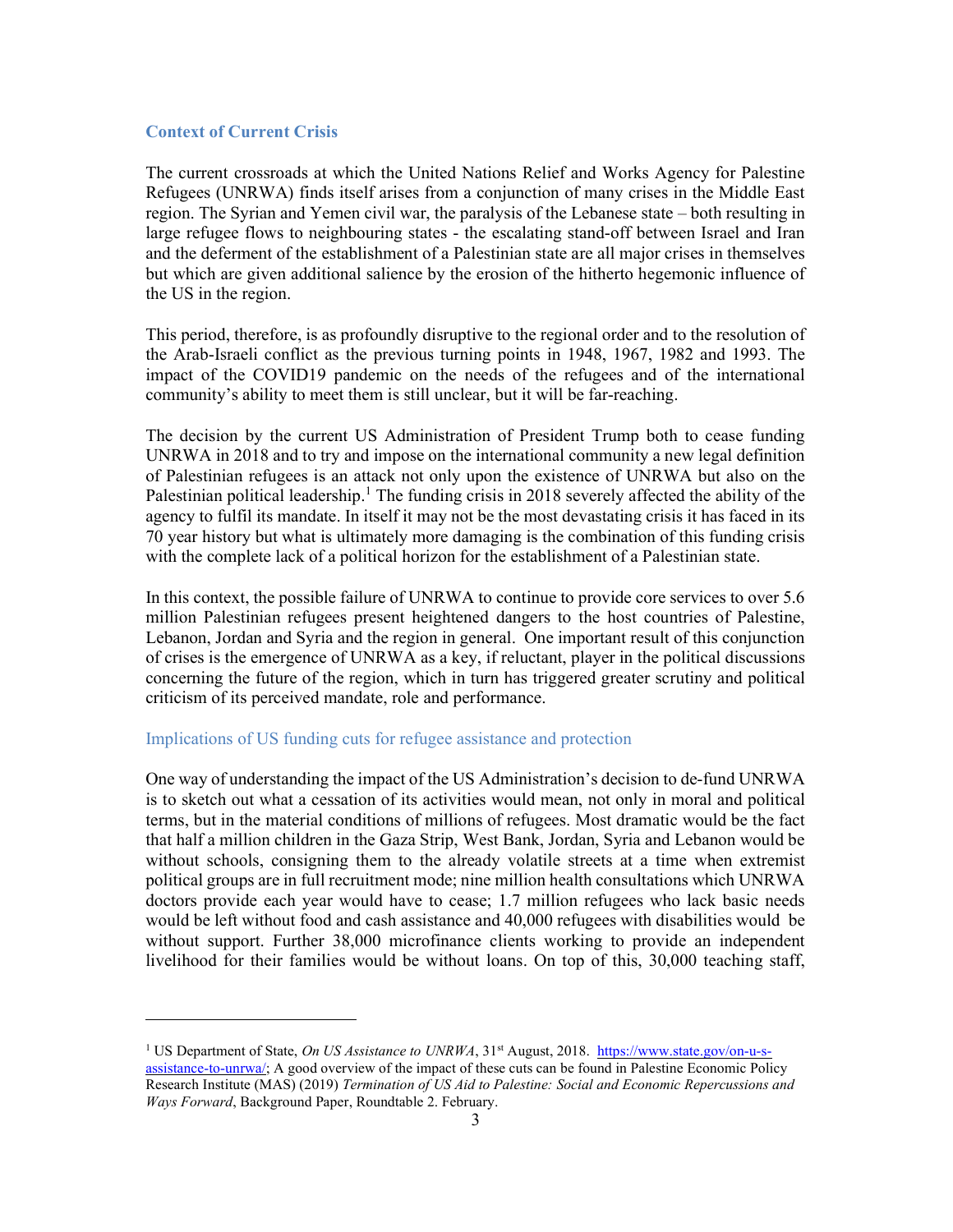## Context of Current Crisis

The current crossroads at which the United Nations Relief and Works Agency for Palestine Refugees (UNRWA) finds itself arises from a conjunction of many crises in the Middle East region. The Syrian and Yemen civil war, the paralysis of the Lebanese state – both resulting in large refugee flows to neighbouring states - the escalating stand-off between Israel and Iran and the deferment of the establishment of a Palestinian state are all major crises in themselves but which are given additional salience by the erosion of the hitherto hegemonic influence of the US in the region.

This period, therefore, is as profoundly disruptive to the regional order and to the resolution of the Arab-Israeli conflict as the previous turning points in 1948, 1967, 1982 and 1993. The impact of the COVID19 pandemic on the needs of the refugees and of the international community's ability to meet them is still unclear, but it will be far-reaching.

The decision by the current US Administration of President Trump both to cease funding UNRWA in 2018 and to try and impose on the international community a new legal definition of Palestinian refugees is an attack not only upon the existence of UNRWA but also on the Palestinian political leadership.[1] The funding crisis in 2018 severely affected the ability of the agency to fulfil its mandate. In itself it may not be the most devastating crisis it has faced in its 70 year history but what is ultimately more damaging is the combination of this funding crisis with the complete lack of a political horizon for the establishment of a Palestinian state.

In this context, the possible failure of UNRWA to continue to provide core services to over 5.6 million Palestinian refugees present heightened dangers to the host countries of Palestine, Lebanon, Jordan and Syria and the region in general. One important result of this conjunction of crises is the emergence of UNRWA as a key, if reluctant, player in the political discussions concerning the future of the region, which in turn has triggered greater scrutiny and political criticism of its perceived mandate, role and performance.

### Implications of US funding cuts for refugee assistance and protection

One way of understanding the impact of the US Administration's decision to de-fund UNRWA is to sketch out what a cessation of its activities would mean, not only in moral and political terms, but in the material conditions of millions of refugees. Most dramatic would be the fact that half a million children in the Gaza Strip, West Bank, Jordan, Syria and Lebanon would be without schools, consigning them to the already volatile streets at a time when extremist political groups are in full recruitment mode; nine million health consultations which UNRWA doctors provide each year would have to cease; 1.7 million refugees who lack basic needs would be left without food and cash assistance and 40,000 refugees with disabilities would be without support. Further 38,000 microfinance clients working to provide an independent livelihood for their families would be without loans. On top of this, 30,000 teaching staff,

---

[1] US Department of State, *On US Assistance to UNRWA*, 31st August, 2018. https://www.state.gov/on-u-s-assistance-to-unrwa/; A good overview of the impact of these cuts can be found in Palestine Economic Policy Research Institute (MAS) (2019) *Termination of US Aid to Palestine: Social and Economic Repercussions and Ways Forward*, Background Paper, Roundtable 2. February.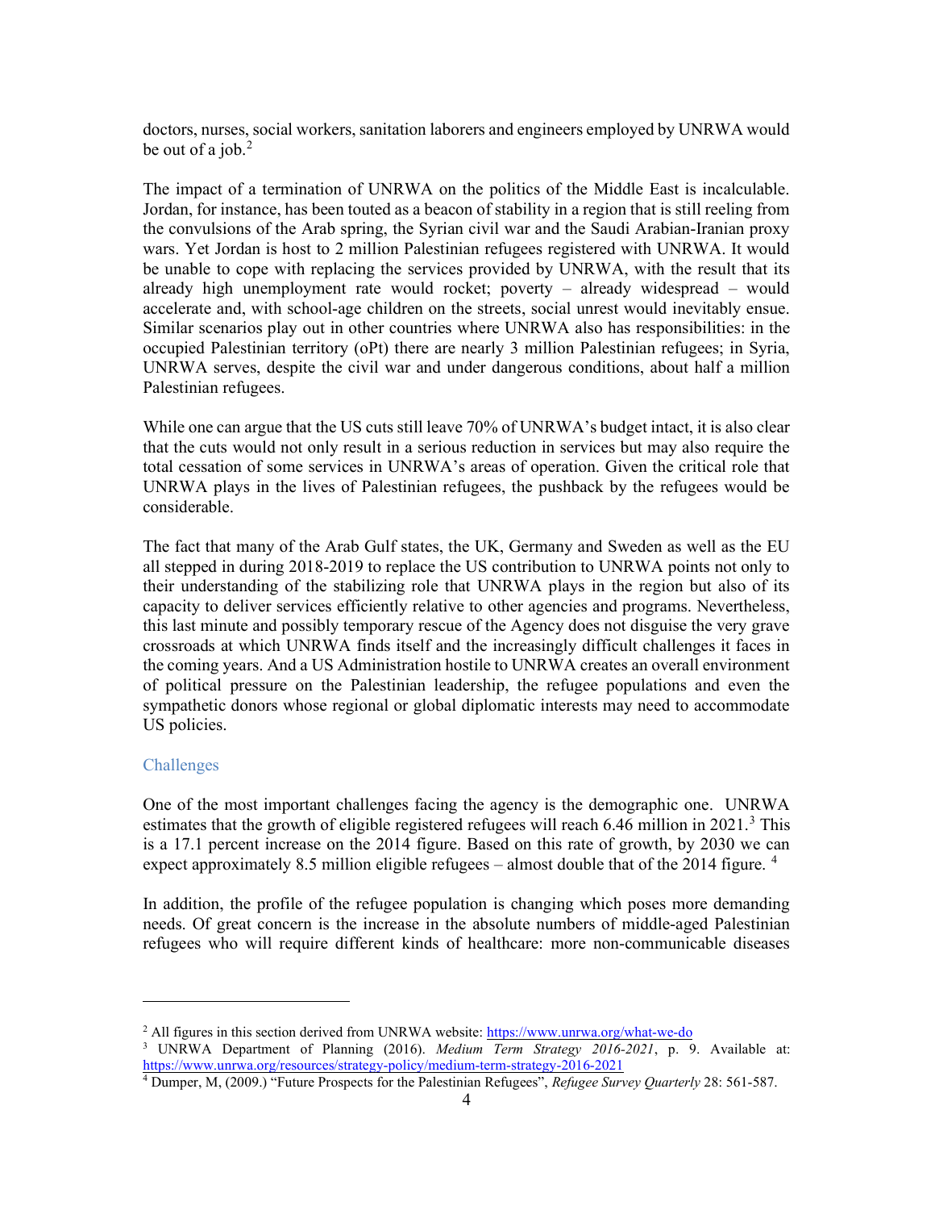doctors, nurses, social workers, sanitation laborers and engineers employed by UNRWA would be out of a job.[2]

The impact of a termination of UNRWA on the politics of the Middle East is incalculable. Jordan, for instance, has been touted as a beacon of stability in a region that is still reeling from the convulsions of the Arab spring, the Syrian civil war and the Saudi Arabian-Iranian proxy wars. Yet Jordan is host to 2 million Palestinian refugees registered with UNRWA. It would be unable to cope with replacing the services provided by UNRWA, with the result that its already high unemployment rate would rocket; poverty – already widespread – would accelerate and, with school-age children on the streets, social unrest would inevitably ensue. Similar scenarios play out in other countries where UNRWA also has responsibilities: in the occupied Palestinian territory (oPt) there are nearly 3 million Palestinian refugees; in Syria, UNRWA serves, despite the civil war and under dangerous conditions, about half a million Palestinian refugees.

While one can argue that the US cuts still leave 70% of UNRWA's budget intact, it is also clear that the cuts would not only result in a serious reduction in services but may also require the total cessation of some services in UNRWA's areas of operation. Given the critical role that UNRWA plays in the lives of Palestinian refugees, the pushback by the refugees would be considerable.

The fact that many of the Arab Gulf states, the UK, Germany and Sweden as well as the EU all stepped in during 2018-2019 to replace the US contribution to UNRWA points not only to their understanding of the stabilizing role that UNRWA plays in the region but also of its capacity to deliver services efficiently relative to other agencies and programs. Nevertheless, this last minute and possibly temporary rescue of the Agency does not disguise the very grave crossroads at which UNRWA finds itself and the increasingly difficult challenges it faces in the coming years. And a US Administration hostile to UNRWA creates an overall environment of political pressure on the Palestinian leadership, the refugee populations and even the sympathetic donors whose regional or global diplomatic interests may need to accommodate US policies.

## Challenges

One of the most important challenges facing the agency is the demographic one. UNRWA estimates that the growth of eligible registered refugees will reach 6.46 million in 2021.[3] This is a 17.1 percent increase on the 2014 figure. Based on this rate of growth, by 2030 we can expect approximately 8.5 million eligible refugees – almost double that of the 2014 figure.[4]

In addition, the profile of the refugee population is changing which poses more demanding needs. Of great concern is the increase in the absolute numbers of middle-aged Palestinian refugees who will require different kinds of healthcare: more non-communicable diseases

---

[2] All figures in this section derived from UNRWA website: https://www.unrwa.org/what-we-do

[3] UNRWA Department of Planning (2016). *Medium Term Strategy 2016-2021*, p. 9. Available at: https://www.unrwa.org/resources/strategy-policy/medium-term-strategy-2016-2021

[4] Dumper, M, (2009.) "Future Prospects for the Palestinian Refugees", *Refugee Survey Quarterly* 28: 561-587.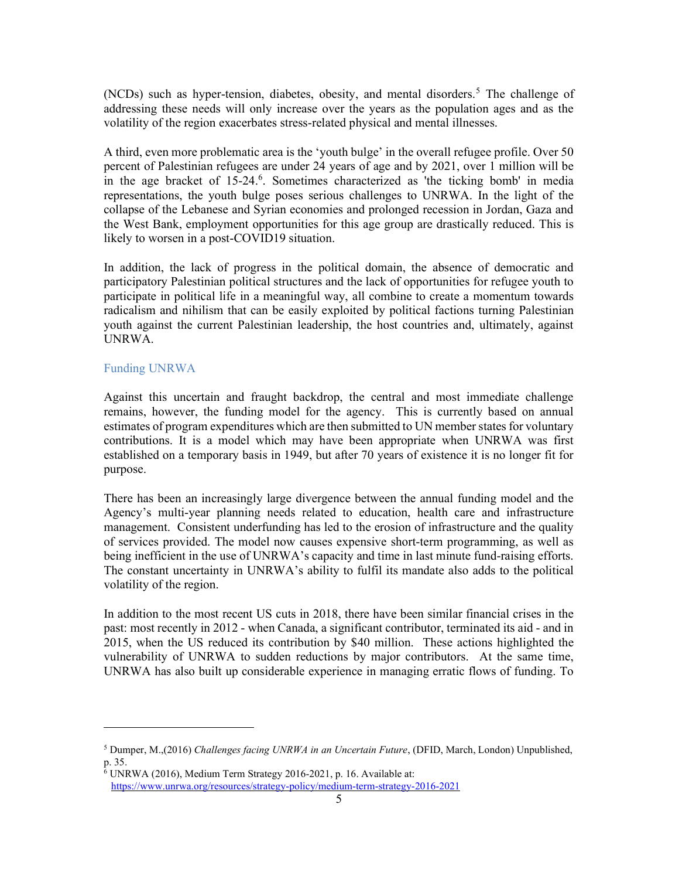(NCDs) such as hyper-tension, diabetes, obesity, and mental disorders.[5] The challenge of addressing these needs will only increase over the years as the population ages and as the volatility of the region exacerbates stress-related physical and mental illnesses.

A third, even more problematic area is the 'youth bulge' in the overall refugee profile. Over 50 percent of Palestinian refugees are under 24 years of age and by 2021, over 1 million will be in the age bracket of 15-24.[6]. Sometimes characterized as 'the ticking bomb' in media representations, the youth bulge poses serious challenges to UNRWA. In the light of the collapse of the Lebanese and Syrian economies and prolonged recession in Jordan, Gaza and the West Bank, employment opportunities for this age group are drastically reduced. This is likely to worsen in a post-COVID19 situation.

In addition, the lack of progress in the political domain, the absence of democratic and participatory Palestinian political structures and the lack of opportunities for refugee youth to participate in political life in a meaningful way, all combine to create a momentum towards radicalism and nihilism that can be easily exploited by political factions turning Palestinian youth against the current Palestinian leadership, the host countries and, ultimately, against UNRWA.

## Funding UNRWA

Against this uncertain and fraught backdrop, the central and most immediate challenge remains, however, the funding model for the agency. This is currently based on annual estimates of program expenditures which are then submitted to UN member states for voluntary contributions. It is a model which may have been appropriate when UNRWA was first established on a temporary basis in 1949, but after 70 years of existence it is no longer fit for purpose.

There has been an increasingly large divergence between the annual funding model and the Agency's multi-year planning needs related to education, health care and infrastructure management. Consistent underfunding has led to the erosion of infrastructure and the quality of services provided. The model now causes expensive short-term programming, as well as being inefficient in the use of UNRWA's capacity and time in last minute fund-raising efforts. The constant uncertainty in UNRWA's ability to fulfil its mandate also adds to the political volatility of the region.

In addition to the most recent US cuts in 2018, there have been similar financial crises in the past: most recently in 2012 - when Canada, a significant contributor, terminated its aid - and in 2015, when the US reduced its contribution by $40 million. These actions highlighted the vulnerability of UNRWA to sudden reductions by major contributors. At the same time, UNRWA has also built up considerable experience in managing erratic flows of funding. To

---

[5] Dumper, M.,(2016) *Challenges facing UNRWA in an Uncertain Future*, (DFID, March, London) Unpublished, p. 35.

[6] UNRWA (2016), Medium Term Strategy 2016-2021, p. 16. Available at: https://www.unrwa.org/resources/strategy-policy/medium-term-strategy-2016-2021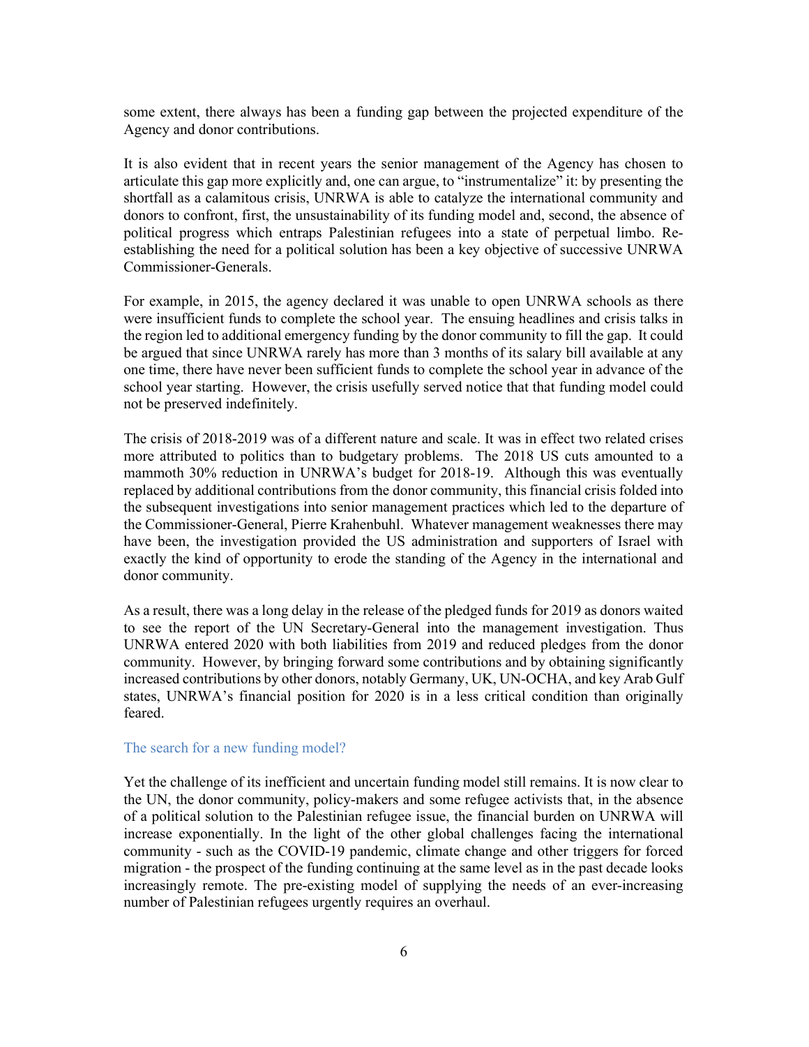some extent, there always has been a funding gap between the projected expenditure of the Agency and donor contributions.

It is also evident that in recent years the senior management of the Agency has chosen to articulate this gap more explicitly and, one can argue, to "instrumentalize" it: by presenting the shortfall as a calamitous crisis, UNRWA is able to catalyze the international community and donors to confront, first, the unsustainability of its funding model and, second, the absence of political progress which entraps Palestinian refugees into a state of perpetual limbo. Re-establishing the need for a political solution has been a key objective of successive UNRWA Commissioner-Generals.

For example, in 2015, the agency declared it was unable to open UNRWA schools as there were insufficient funds to complete the school year. The ensuing headlines and crisis talks in the region led to additional emergency funding by the donor community to fill the gap. It could be argued that since UNRWA rarely has more than 3 months of its salary bill available at any one time, there have never been sufficient funds to complete the school year in advance of the school year starting. However, the crisis usefully served notice that that funding model could not be preserved indefinitely.

The crisis of 2018-2019 was of a different nature and scale. It was in effect two related crises more attributed to politics than to budgetary problems. The 2018 US cuts amounted to a mammoth 30% reduction in UNRWA's budget for 2018-19. Although this was eventually replaced by additional contributions from the donor community, this financial crisis folded into the subsequent investigations into senior management practices which led to the departure of the Commissioner-General, Pierre Krahenbuhl. Whatever management weaknesses there may have been, the investigation provided the US administration and supporters of Israel with exactly the kind of opportunity to erode the standing of the Agency in the international and donor community.

As a result, there was a long delay in the release of the pledged funds for 2019 as donors waited to see the report of the UN Secretary-General into the management investigation. Thus UNRWA entered 2020 with both liabilities from 2019 and reduced pledges from the donor community. However, by bringing forward some contributions and by obtaining significantly increased contributions by other donors, notably Germany, UK, UN-OCHA, and key Arab Gulf states, UNRWA's financial position for 2020 is in a less critical condition than originally feared.

## The search for a new funding model?

Yet the challenge of its inefficient and uncertain funding model still remains. It is now clear to the UN, the donor community, policy-makers and some refugee activists that, in the absence of a political solution to the Palestinian refugee issue, the financial burden on UNRWA will increase exponentially. In the light of the other global challenges facing the international community - such as the COVID-19 pandemic, climate change and other triggers for forced migration - the prospect of the funding continuing at the same level as in the past decade looks increasingly remote. The pre-existing model of supplying the needs of an ever-increasing number of Palestinian refugees urgently requires an overhaul.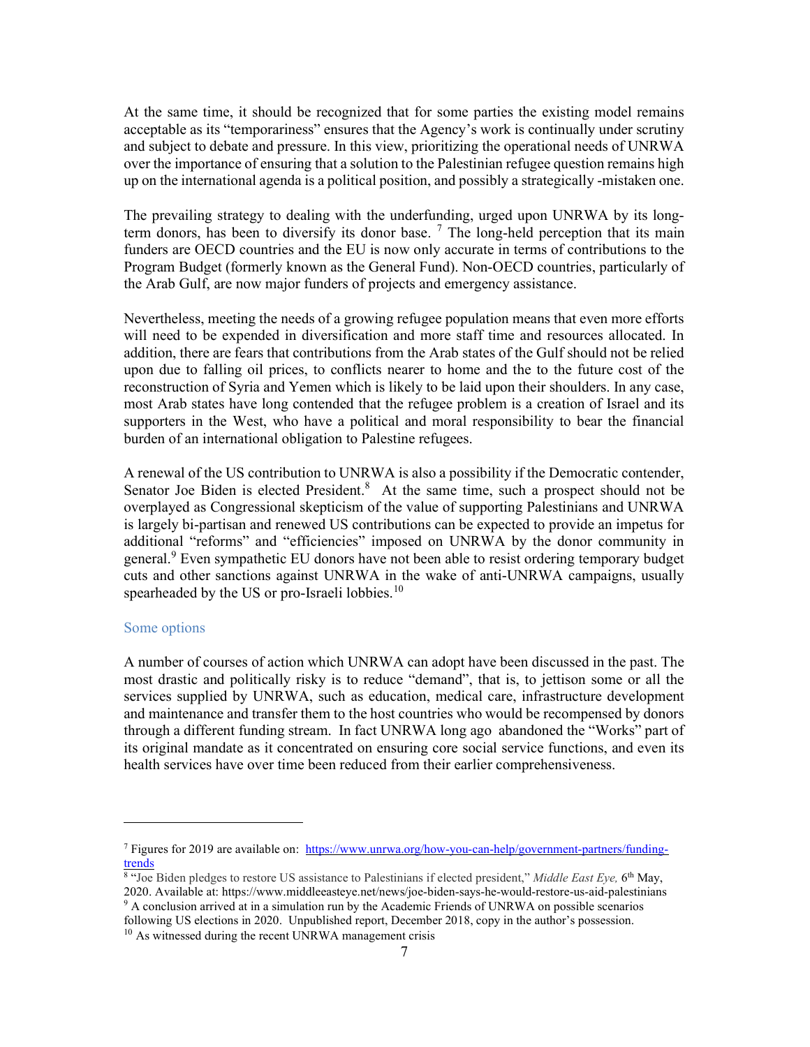At the same time, it should be recognized that for some parties the existing model remains acceptable as its "temporariness" ensures that the Agency's work is continually under scrutiny and subject to debate and pressure. In this view, prioritizing the operational needs of UNRWA over the importance of ensuring that a solution to the Palestinian refugee question remains high up on the international agenda is a political position, and possibly a strategically -mistaken one.

The prevailing strategy to dealing with the underfunding, urged upon UNRWA by its long-term donors, has been to diversify its donor base. [7] The long-held perception that its main funders are OECD countries and the EU is now only accurate in terms of contributions to the Program Budget (formerly known as the General Fund). Non-OECD countries, particularly of the Arab Gulf, are now major funders of projects and emergency assistance.

Nevertheless, meeting the needs of a growing refugee population means that even more efforts will need to be expended in diversification and more staff time and resources allocated. In addition, there are fears that contributions from the Arab states of the Gulf should not be relied upon due to falling oil prices, to conflicts nearer to home and the to the future cost of the reconstruction of Syria and Yemen which is likely to be laid upon their shoulders. In any case, most Arab states have long contended that the refugee problem is a creation of Israel and its supporters in the West, who have a political and moral responsibility to bear the financial burden of an international obligation to Palestine refugees.

A renewal of the US contribution to UNRWA is also a possibility if the Democratic contender, Senator Joe Biden is elected President.[8] At the same time, such a prospect should not be overplayed as Congressional skepticism of the value of supporting Palestinians and UNRWA is largely bi-partisan and renewed US contributions can be expected to provide an impetus for additional "reforms" and "efficiencies" imposed on UNRWA by the donor community in general.[9] Even sympathetic EU donors have not been able to resist ordering temporary budget cuts and other sanctions against UNRWA in the wake of anti-UNRWA campaigns, usually spearheaded by the US or pro-Israeli lobbies.[10]

## Some options

A number of courses of action which UNRWA can adopt have been discussed in the past. The most drastic and politically risky is to reduce "demand", that is, to jettison some or all the services supplied by UNRWA, such as education, medical care, infrastructure development and maintenance and transfer them to the host countries who would be recompensed by donors through a different funding stream. In fact UNRWA long ago abandoned the "Works" part of its original mandate as it concentrated on ensuring core social service functions, and even its health services have over time been reduced from their earlier comprehensiveness.

---

[7] Figures for 2019 are available on: https://www.unrwa.org/how-you-can-help/government-partners/funding-trends

[8] "Joe Biden pledges to restore US assistance to Palestinians if elected president," *Middle East Eye,* 6th May, 2020. Available at: https://www.middleeasteye.net/news/joe-biden-says-he-would-restore-us-aid-palestinians

[9] A conclusion arrived at in a simulation run by the Academic Friends of UNRWA on possible scenarios following US elections in 2020. Unpublished report, December 2018, copy in the author's possession.

[10] As witnessed during the recent UNRWA management crisis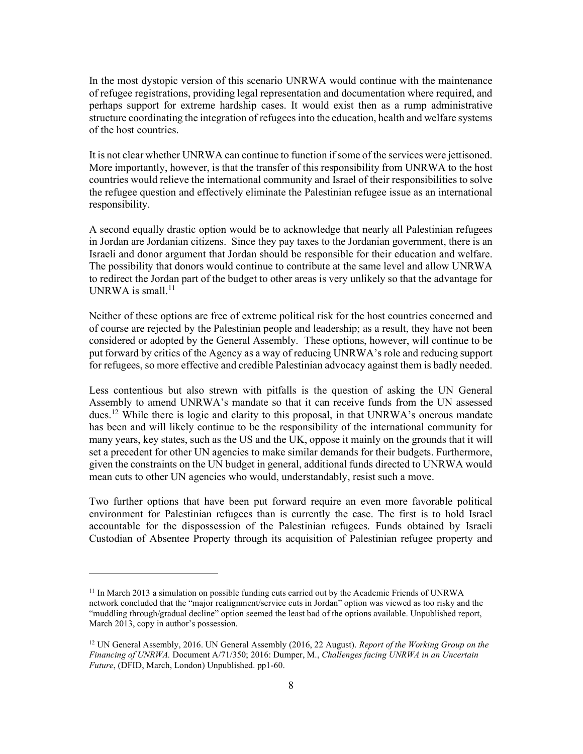In the most dystopic version of this scenario UNRWA would continue with the maintenance of refugee registrations, providing legal representation and documentation where required, and perhaps support for extreme hardship cases. It would exist then as a rump administrative structure coordinating the integration of refugees into the education, health and welfare systems of the host countries.

It is not clear whether UNRWA can continue to function if some of the services were jettisoned. More importantly, however, is that the transfer of this responsibility from UNRWA to the host countries would relieve the international community and Israel of their responsibilities to solve the refugee question and effectively eliminate the Palestinian refugee issue as an international responsibility.

A second equally drastic option would be to acknowledge that nearly all Palestinian refugees in Jordan are Jordanian citizens. Since they pay taxes to the Jordanian government, there is an Israeli and donor argument that Jordan should be responsible for their education and welfare. The possibility that donors would continue to contribute at the same level and allow UNRWA to redirect the Jordan part of the budget to other areas is very unlikely so that the advantage for UNRWA is small.[11]

Neither of these options are free of extreme political risk for the host countries concerned and of course are rejected by the Palestinian people and leadership; as a result, they have not been considered or adopted by the General Assembly. These options, however, will continue to be put forward by critics of the Agency as a way of reducing UNRWA's role and reducing support for refugees, so more effective and credible Palestinian advocacy against them is badly needed.

Less contentious but also strewn with pitfalls is the question of asking the UN General Assembly to amend UNRWA's mandate so that it can receive funds from the UN assessed dues.[12] While there is logic and clarity to this proposal, in that UNRWA's onerous mandate has been and will likely continue to be the responsibility of the international community for many years, key states, such as the US and the UK, oppose it mainly on the grounds that it will set a precedent for other UN agencies to make similar demands for their budgets. Furthermore, given the constraints on the UN budget in general, additional funds directed to UNRWA would mean cuts to other UN agencies who would, understandably, resist such a move.

Two further options that have been put forward require an even more favorable political environment for Palestinian refugees than is currently the case. The first is to hold Israel accountable for the dispossession of the Palestinian refugees. Funds obtained by Israeli Custodian of Absentee Property through its acquisition of Palestinian refugee property and

---

[11] In March 2013 a simulation on possible funding cuts carried out by the Academic Friends of UNRWA network concluded that the "major realignment/service cuts in Jordan" option was viewed as too risky and the "muddling through/gradual decline" option seemed the least bad of the options available. Unpublished report, March 2013, copy in author's possession.

[12] UN General Assembly, 2016. UN General Assembly (2016, 22 August). *Report of the Working Group on the Financing of UNRWA.* Document A/71/350; 2016: Dumper, M., *Challenges facing UNRWA in an Uncertain Future*, (DFID, March, London) Unpublished. pp1-60.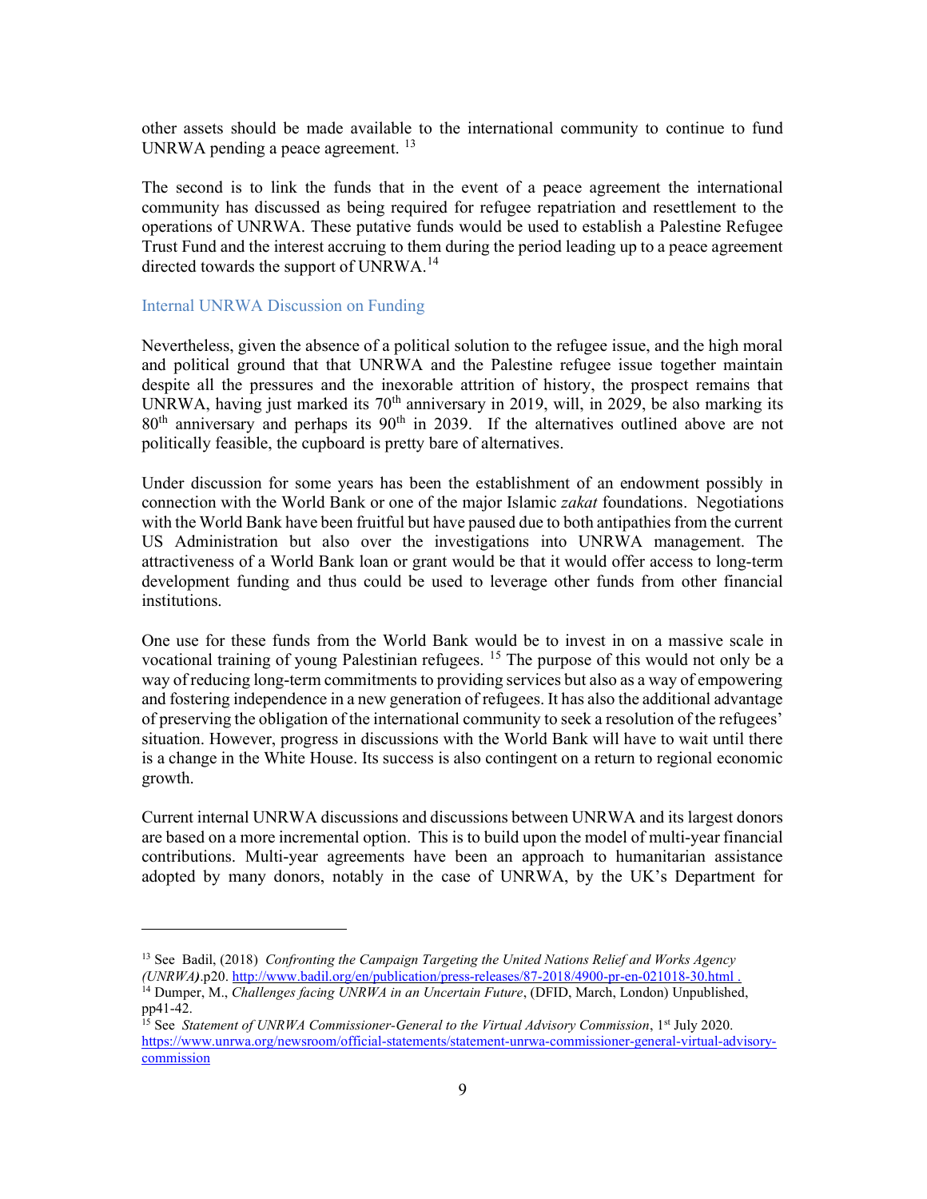other assets should be made available to the international community to continue to fund UNRWA pending a peace agreement. [13]

The second is to link the funds that in the event of a peace agreement the international community has discussed as being required for refugee repatriation and resettlement to the operations of UNRWA. These putative funds would be used to establish a Palestine Refugee Trust Fund and the interest accruing to them during the period leading up to a peace agreement directed towards the support of UNRWA.[14]

### Internal UNRWA Discussion on Funding

Nevertheless, given the absence of a political solution to the refugee issue, and the high moral and political ground that that UNRWA and the Palestine refugee issue together maintain despite all the pressures and the inexorable attrition of history, the prospect remains that UNRWA, having just marked its 70th anniversary in 2019, will, in 2029, be also marking its 80th anniversary and perhaps its 90th in 2039. If the alternatives outlined above are not politically feasible, the cupboard is pretty bare of alternatives.

Under discussion for some years has been the establishment of an endowment possibly in connection with the World Bank or one of the major Islamic *zakat* foundations. Negotiations with the World Bank have been fruitful but have paused due to both antipathies from the current US Administration but also over the investigations into UNRWA management. The attractiveness of a World Bank loan or grant would be that it would offer access to long-term development funding and thus could be used to leverage other funds from other financial institutions.

One use for these funds from the World Bank would be to invest in on a massive scale in vocational training of young Palestinian refugees. [15] The purpose of this would not only be a way of reducing long-term commitments to providing services but also as a way of empowering and fostering independence in a new generation of refugees. It has also the additional advantage of preserving the obligation of the international community to seek a resolution of the refugees' situation. However, progress in discussions with the World Bank will have to wait until there is a change in the White House. Its success is also contingent on a return to regional economic growth.

Current internal UNRWA discussions and discussions between UNRWA and its largest donors are based on a more incremental option. This is to build upon the model of multi-year financial contributions. Multi-year agreements have been an approach to humanitarian assistance adopted by many donors, notably in the case of UNRWA, by the UK's Department for

---

[13] See Badil, (2018) *Confronting the Campaign Targeting the United Nations Relief and Works Agency (UNRWA)*.p20. http://www.badil.org/en/publication/press-releases/87-2018/4900-pr-en-021018-30.html .

[14] Dumper, M., *Challenges facing UNRWA in an Uncertain Future*, (DFID, March, London) Unpublished, pp41-42.

[15] See *Statement of UNRWA Commissioner-General to the Virtual Advisory Commission*, 1st July 2020. https://www.unrwa.org/newsroom/official-statements/statement-unrwa-commissioner-general-virtual-advisory-commission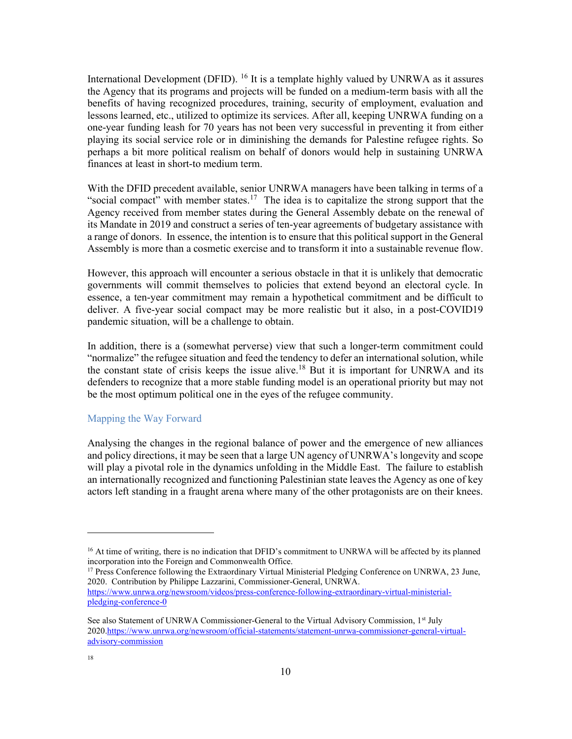International Development (DFID). [16] It is a template highly valued by UNRWA as it assures the Agency that its programs and projects will be funded on a medium-term basis with all the benefits of having recognized procedures, training, security of employment, evaluation and lessons learned, etc., utilized to optimize its services. After all, keeping UNRWA funding on a one-year funding leash for 70 years has not been very successful in preventing it from either playing its social service role or in diminishing the demands for Palestine refugee rights. So perhaps a bit more political realism on behalf of donors would help in sustaining UNRWA finances at least in short-to medium term.

With the DFID precedent available, senior UNRWA managers have been talking in terms of a "social compact" with member states.[17] The idea is to capitalize the strong support that the Agency received from member states during the General Assembly debate on the renewal of its Mandate in 2019 and construct a series of ten-year agreements of budgetary assistance with a range of donors. In essence, the intention is to ensure that this political support in the General Assembly is more than a cosmetic exercise and to transform it into a sustainable revenue flow.

However, this approach will encounter a serious obstacle in that it is unlikely that democratic governments will commit themselves to policies that extend beyond an electoral cycle. In essence, a ten-year commitment may remain a hypothetical commitment and be difficult to deliver. A five-year social compact may be more realistic but it also, in a post-COVID19 pandemic situation, will be a challenge to obtain.

In addition, there is a (somewhat perverse) view that such a longer-term commitment could "normalize" the refugee situation and feed the tendency to defer an international solution, while the constant state of crisis keeps the issue alive.[18] But it is important for UNRWA and its defenders to recognize that a more stable funding model is an operational priority but may not be the most optimum political one in the eyes of the refugee community.

## Mapping the Way Forward

Analysing the changes in the regional balance of power and the emergence of new alliances and policy directions, it may be seen that a large UN agency of UNRWA's longevity and scope will play a pivotal role in the dynamics unfolding in the Middle East. The failure to establish an internationally recognized and functioning Palestinian state leaves the Agency as one of key actors left standing in a fraught arena where many of the other protagonists are on their knees.

---

[16] At time of writing, there is no indication that DFID's commitment to UNRWA will be affected by its planned incorporation into the Foreign and Commonwealth Office.

[17] Press Conference following the Extraordinary Virtual Ministerial Pledging Conference on UNRWA, 23 June, 2020. Contribution by Philippe Lazzarini, Commissioner-General, UNRWA. https://www.unrwa.org/newsroom/videos/press-conference-following-extraordinary-virtual-ministerial-pledging-conference-0

See also Statement of UNRWA Commissioner-General to the Virtual Advisory Commission, 1st July 2020.https://www.unrwa.org/newsroom/official-statements/statement-unrwa-commissioner-general-virtual-advisory-commission

[18]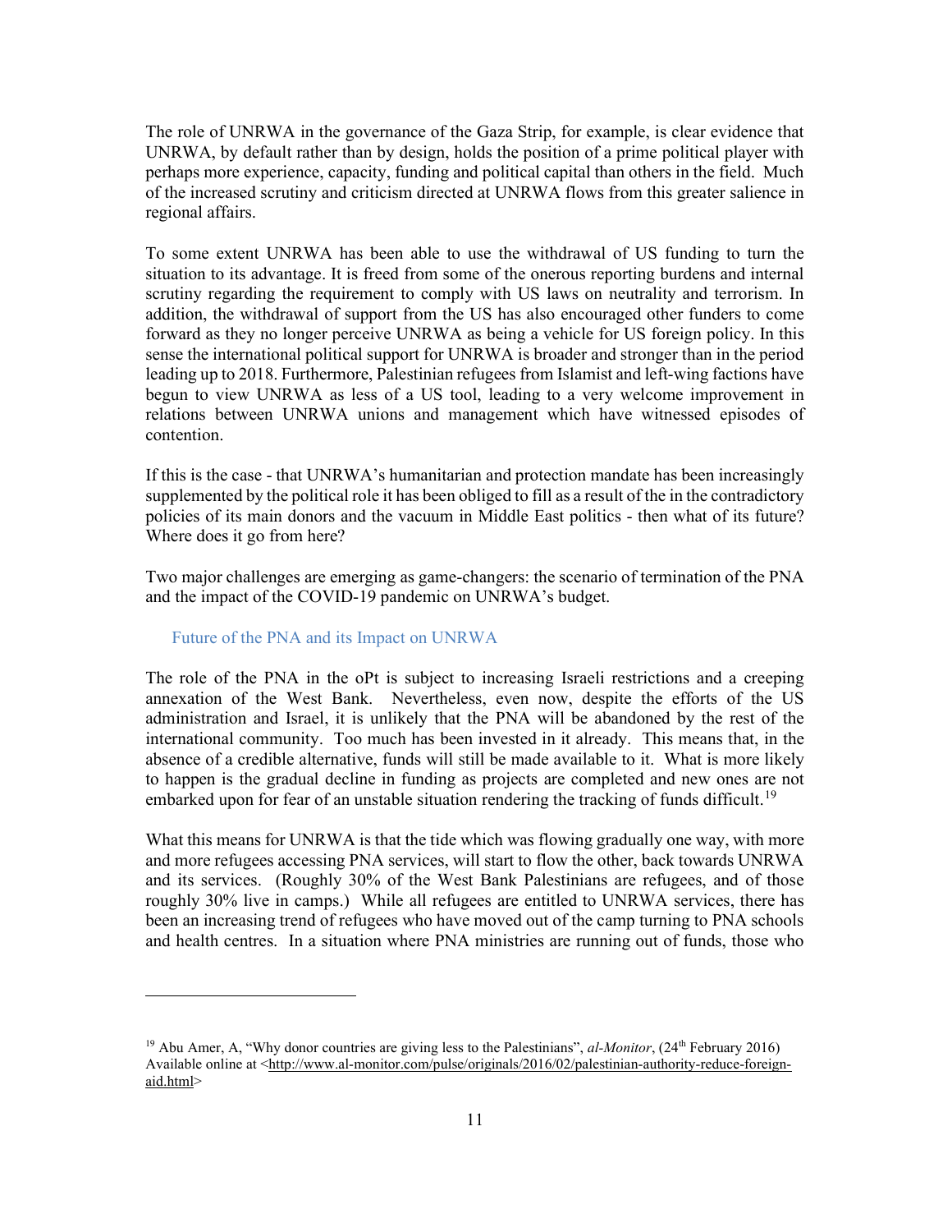The role of UNRWA in the governance of the Gaza Strip, for example, is clear evidence that UNRWA, by default rather than by design, holds the position of a prime political player with perhaps more experience, capacity, funding and political capital than others in the field. Much of the increased scrutiny and criticism directed at UNRWA flows from this greater salience in regional affairs.

To some extent UNRWA has been able to use the withdrawal of US funding to turn the situation to its advantage. It is freed from some of the onerous reporting burdens and internal scrutiny regarding the requirement to comply with US laws on neutrality and terrorism. In addition, the withdrawal of support from the US has also encouraged other funders to come forward as they no longer perceive UNRWA as being a vehicle for US foreign policy. In this sense the international political support for UNRWA is broader and stronger than in the period leading up to 2018. Furthermore, Palestinian refugees from Islamist and left-wing factions have begun to view UNRWA as less of a US tool, leading to a very welcome improvement in relations between UNRWA unions and management which have witnessed episodes of contention.

If this is the case - that UNRWA's humanitarian and protection mandate has been increasingly supplemented by the political role it has been obliged to fill as a result of the in the contradictory policies of its main donors and the vacuum in Middle East politics - then what of its future? Where does it go from here?

Two major challenges are emerging as game-changers: the scenario of termination of the PNA and the impact of the COVID-19 pandemic on UNRWA's budget.

## Future of the PNA and its Impact on UNRWA

The role of the PNA in the oPt is subject to increasing Israeli restrictions and a creeping annexation of the West Bank. Nevertheless, even now, despite the efforts of the US administration and Israel, it is unlikely that the PNA will be abandoned by the rest of the international community. Too much has been invested in it already. This means that, in the absence of a credible alternative, funds will still be made available to it. What is more likely to happen is the gradual decline in funding as projects are completed and new ones are not embarked upon for fear of an unstable situation rendering the tracking of funds difficult.[19]

What this means for UNRWA is that the tide which was flowing gradually one way, with more and more refugees accessing PNA services, will start to flow the other, back towards UNRWA and its services. (Roughly 30% of the West Bank Palestinians are refugees, and of those roughly 30% live in camps.) While all refugees are entitled to UNRWA services, there has been an increasing trend of refugees who have moved out of the camp turning to PNA schools and health centres. In a situation where PNA ministries are running out of funds, those who

---

[19] Abu Amer, A, "Why donor countries are giving less to the Palestinians", *al-Monitor*, (24th February 2016) Available online at <http://www.al-monitor.com/pulse/originals/2016/02/palestinian-authority-reduce-foreign-aid.html>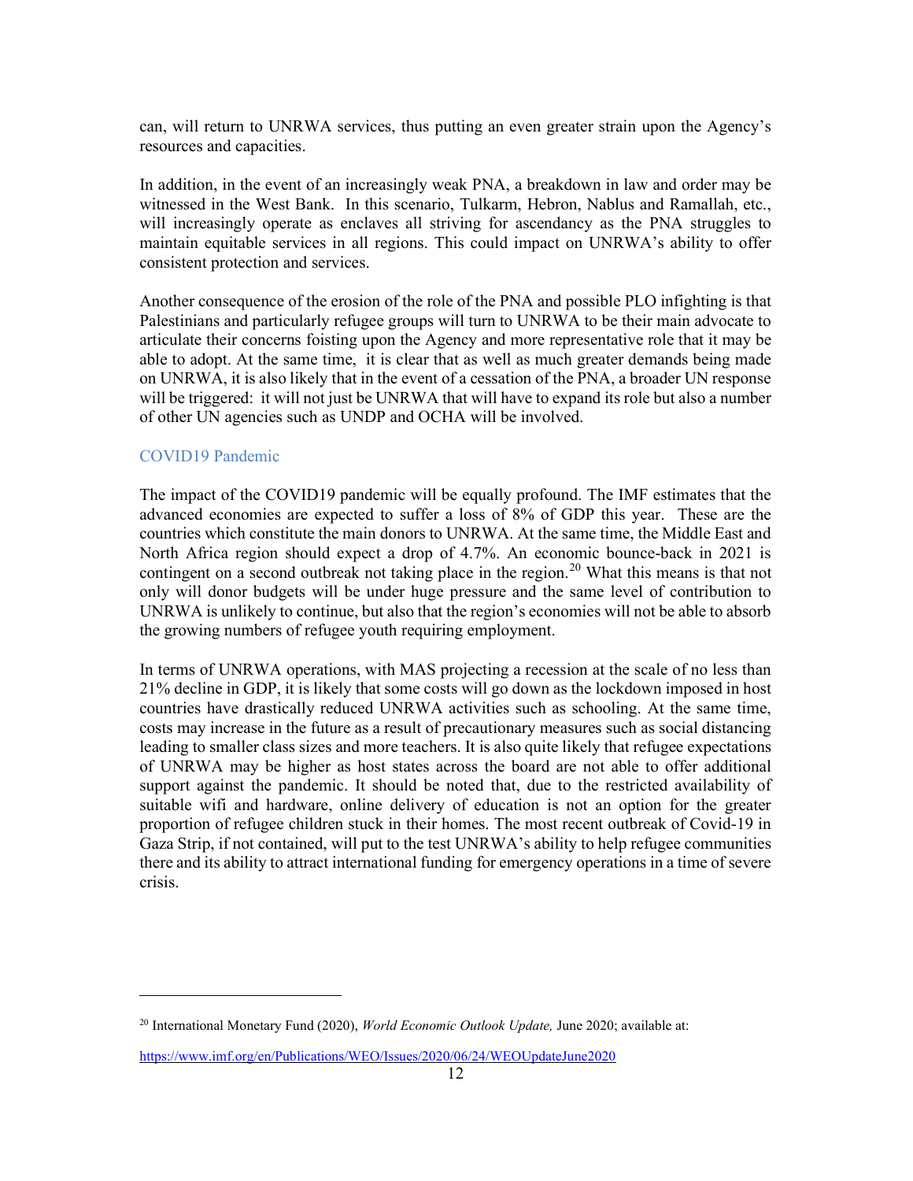can, will return to UNRWA services, thus putting an even greater strain upon the Agency's resources and capacities.

In addition, in the event of an increasingly weak PNA, a breakdown in law and order may be witnessed in the West Bank. In this scenario, Tulkarm, Hebron, Nablus and Ramallah, etc., will increasingly operate as enclaves all striving for ascendancy as the PNA struggles to maintain equitable services in all regions. This could impact on UNRWA's ability to offer consistent protection and services.

Another consequence of the erosion of the role of the PNA and possible PLO infighting is that Palestinians and particularly refugee groups will turn to UNRWA to be their main advocate to articulate their concerns foisting upon the Agency and more representative role that it may be able to adopt. At the same time, it is clear that as well as much greater demands being made on UNRWA, it is also likely that in the event of a cessation of the PNA, a broader UN response will be triggered: it will not just be UNRWA that will have to expand its role but also a number of other UN agencies such as UNDP and OCHA will be involved.

### COVID19 Pandemic

The impact of the COVID19 pandemic will be equally profound. The IMF estimates that the advanced economies are expected to suffer a loss of 8% of GDP this year. These are the countries which constitute the main donors to UNRWA. At the same time, the Middle East and North Africa region should expect a drop of 4.7%. An economic bounce-back in 2021 is contingent on a second outbreak not taking place in the region.[20] What this means is that not only will donor budgets will be under huge pressure and the same level of contribution to UNRWA is unlikely to continue, but also that the region's economies will not be able to absorb the growing numbers of refugee youth requiring employment.

In terms of UNRWA operations, with MAS projecting a recession at the scale of no less than 21% decline in GDP, it is likely that some costs will go down as the lockdown imposed in host countries have drastically reduced UNRWA activities such as schooling. At the same time, costs may increase in the future as a result of precautionary measures such as social distancing leading to smaller class sizes and more teachers. It is also quite likely that refugee expectations of UNRWA may be higher as host states across the board are not able to offer additional support against the pandemic. It should be noted that, due to the restricted availability of suitable wifi and hardware, online delivery of education is not an option for the greater proportion of refugee children stuck in their homes. The most recent outbreak of Covid-19 in Gaza Strip, if not contained, will put to the test UNRWA's ability to help refugee communities there and its ability to attract international funding for emergency operations in a time of severe crisis.

---

[20] International Monetary Fund (2020), *World Economic Outlook Update,* June 2020; available at: https://www.imf.org/en/Publications/WEO/Issues/2020/06/24/WEOUpdateJune2020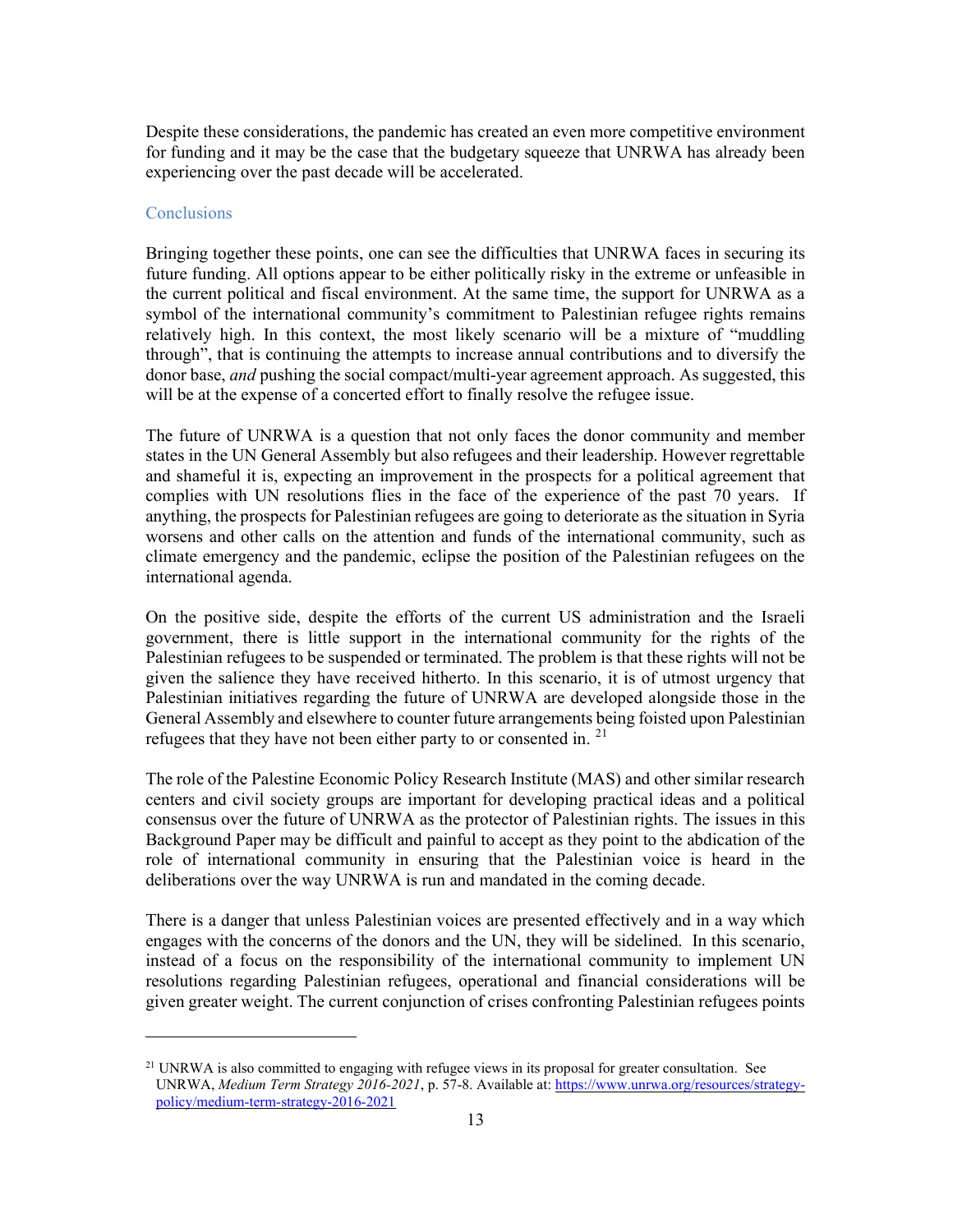Despite these considerations, the pandemic has created an even more competitive environment for funding and it may be the case that the budgetary squeeze that UNRWA has already been experiencing over the past decade will be accelerated.

## Conclusions

Bringing together these points, one can see the difficulties that UNRWA faces in securing its future funding. All options appear to be either politically risky in the extreme or unfeasible in the current political and fiscal environment. At the same time, the support for UNRWA as a symbol of the international community's commitment to Palestinian refugee rights remains relatively high. In this context, the most likely scenario will be a mixture of "muddling through", that is continuing the attempts to increase annual contributions and to diversify the donor base, *and* pushing the social compact/multi-year agreement approach. As suggested, this will be at the expense of a concerted effort to finally resolve the refugee issue.

The future of UNRWA is a question that not only faces the donor community and member states in the UN General Assembly but also refugees and their leadership. However regrettable and shameful it is, expecting an improvement in the prospects for a political agreement that complies with UN resolutions flies in the face of the experience of the past 70 years. If anything, the prospects for Palestinian refugees are going to deteriorate as the situation in Syria worsens and other calls on the attention and funds of the international community, such as climate emergency and the pandemic, eclipse the position of the Palestinian refugees on the international agenda.

On the positive side, despite the efforts of the current US administration and the Israeli government, there is little support in the international community for the rights of the Palestinian refugees to be suspended or terminated. The problem is that these rights will not be given the salience they have received hitherto. In this scenario, it is of utmost urgency that Palestinian initiatives regarding the future of UNRWA are developed alongside those in the General Assembly and elsewhere to counter future arrangements being foisted upon Palestinian refugees that they have not been either party to or consented in. [21]

The role of the Palestine Economic Policy Research Institute (MAS) and other similar research centers and civil society groups are important for developing practical ideas and a political consensus over the future of UNRWA as the protector of Palestinian rights. The issues in this Background Paper may be difficult and painful to accept as they point to the abdication of the role of international community in ensuring that the Palestinian voice is heard in the deliberations over the way UNRWA is run and mandated in the coming decade.

There is a danger that unless Palestinian voices are presented effectively and in a way which engages with the concerns of the donors and the UN, they will be sidelined. In this scenario, instead of a focus on the responsibility of the international community to implement UN resolutions regarding Palestinian refugees, operational and financial considerations will be given greater weight. The current conjunction of crises confronting Palestinian refugees points

---

[21] UNRWA is also committed to engaging with refugee views in its proposal for greater consultation. See UNRWA, *Medium Term Strategy 2016-2021*, p. 57-8. Available at: https://www.unrwa.org/resources/strategy-policy/medium-term-strategy-2016-2021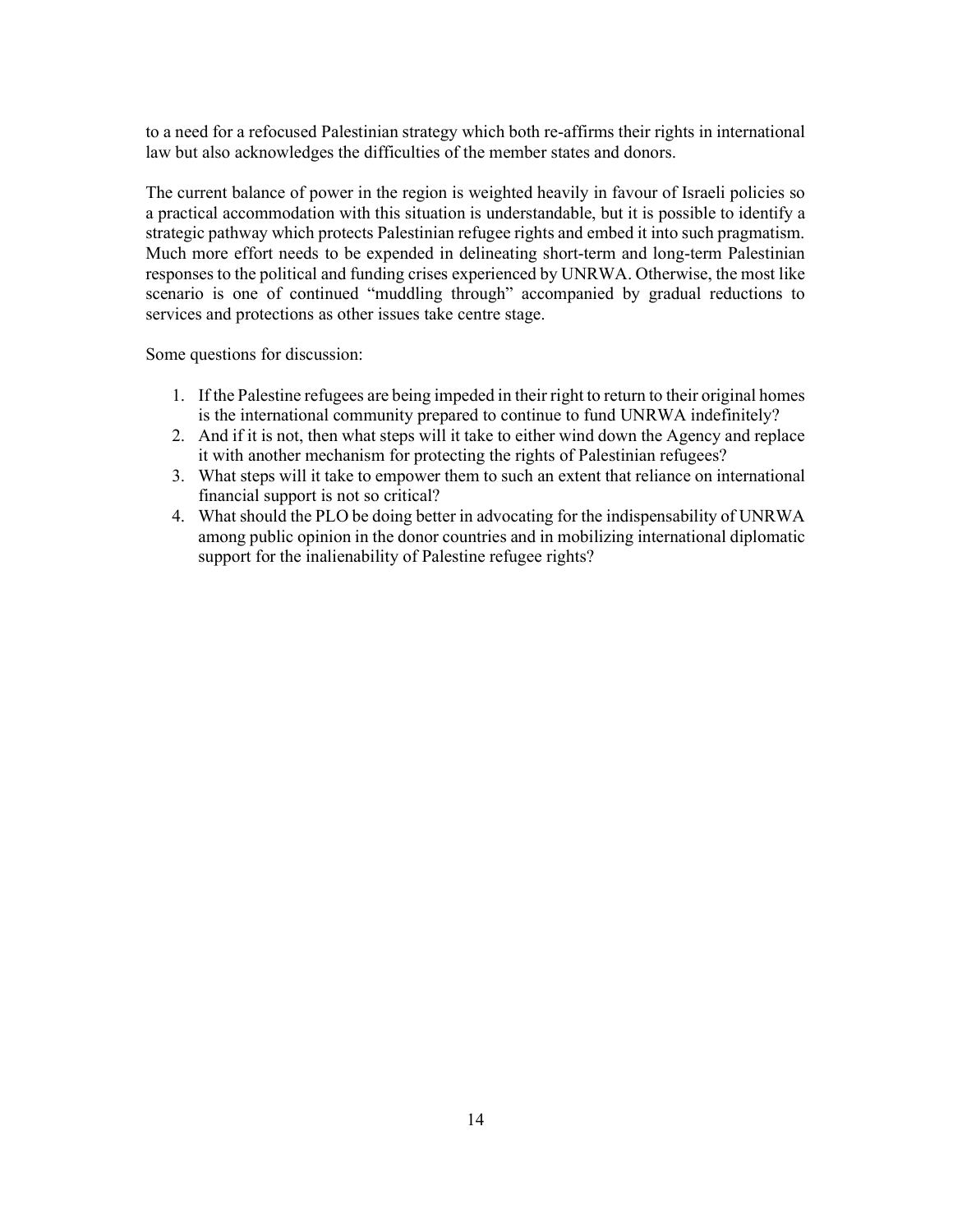to a need for a refocused Palestinian strategy which both re-affirms their rights in international law but also acknowledges the difficulties of the member states and donors.

The current balance of power in the region is weighted heavily in favour of Israeli policies so a practical accommodation with this situation is understandable, but it is possible to identify a strategic pathway which protects Palestinian refugee rights and embed it into such pragmatism. Much more effort needs to be expended in delineating short-term and long-term Palestinian responses to the political and funding crises experienced by UNRWA. Otherwise, the most like scenario is one of continued "muddling through" accompanied by gradual reductions to services and protections as other issues take centre stage.

Some questions for discussion:

1. If the Palestine refugees are being impeded in their right to return to their original homes is the international community prepared to continue to fund UNRWA indefinitely?
2. And if it is not, then what steps will it take to either wind down the Agency and replace it with another mechanism for protecting the rights of Palestinian refugees?
3. What steps will it take to empower them to such an extent that reliance on international financial support is not so critical?
4. What should the PLO be doing better in advocating for the indispensability of UNRWA among public opinion in the donor countries and in mobilizing international diplomatic support for the inalienability of Palestine refugee rights?